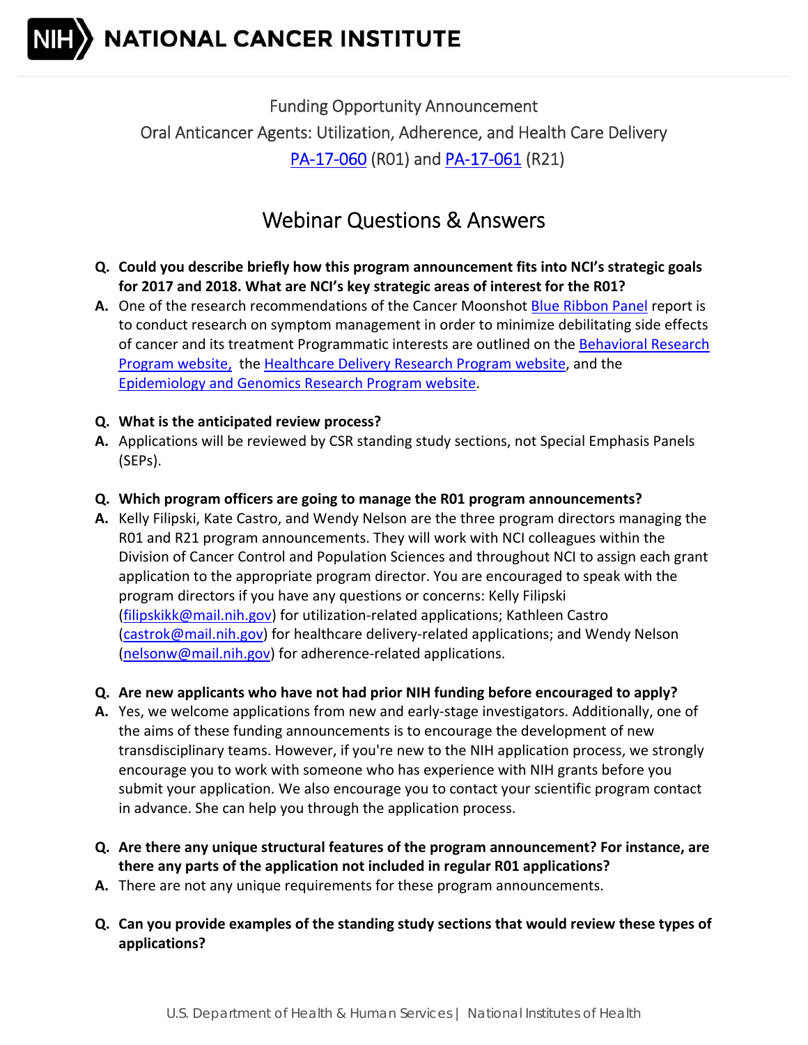**NIH NATIONAL CANCER INSTITUTE**

Funding Opportunity Announcement

Oral Anticancer Agents: Utilization, Adherence, and Health Care Delivery

PA-17-060 (R01) and PA-17-061 (R21)

# Webinar Questions & Answers

**Q. Could you describe briefly how this program announcement fits into NCI's strategic goals for 2017 and 2018. What are NCI's key strategic areas of interest for the R01?**

**A.** One of the research recommendations of the Cancer Moonshot Blue Ribbon Panel report is to conduct research on symptom management in order to minimize debilitating side effects of cancer and its treatment Programmatic interests are outlined on the Behavioral Research Program website, the Healthcare Delivery Research Program website, and the Epidemiology and Genomics Research Program website.

**Q. What is the anticipated review process?**

**A.** Applications will be reviewed by CSR standing study sections, not Special Emphasis Panels (SEPs).

**Q. Which program officers are going to manage the R01 program announcements?**

**A.** Kelly Filipski, Kate Castro, and Wendy Nelson are the three program directors managing the R01 and R21 program announcements. They will work with NCI colleagues within the Division of Cancer Control and Population Sciences and throughout NCI to assign each grant application to the appropriate program director. You are encouraged to speak with the program directors if you have any questions or concerns: Kelly Filipski (filipskikk@mail.nih.gov) for utilization-related applications; Kathleen Castro (castrok@mail.nih.gov) for healthcare delivery-related applications; and Wendy Nelson (nelsonw@mail.nih.gov) for adherence-related applications.

**Q. Are new applicants who have not had prior NIH funding before encouraged to apply?**

**A.** Yes, we welcome applications from new and early-stage investigators. Additionally, one of the aims of these funding announcements is to encourage the development of new transdisciplinary teams. However, if you're new to the NIH application process, we strongly encourage you to work with someone who has experience with NIH grants before you submit your application. We also encourage you to contact your scientific program contact in advance. She can help you through the application process.

**Q. Are there any unique structural features of the program announcement? For instance, are there any parts of the application not included in regular R01 applications?**

**A.** There are not any unique requirements for these program announcements.

**Q. Can you provide examples of the standing study sections that would review these types of applications?**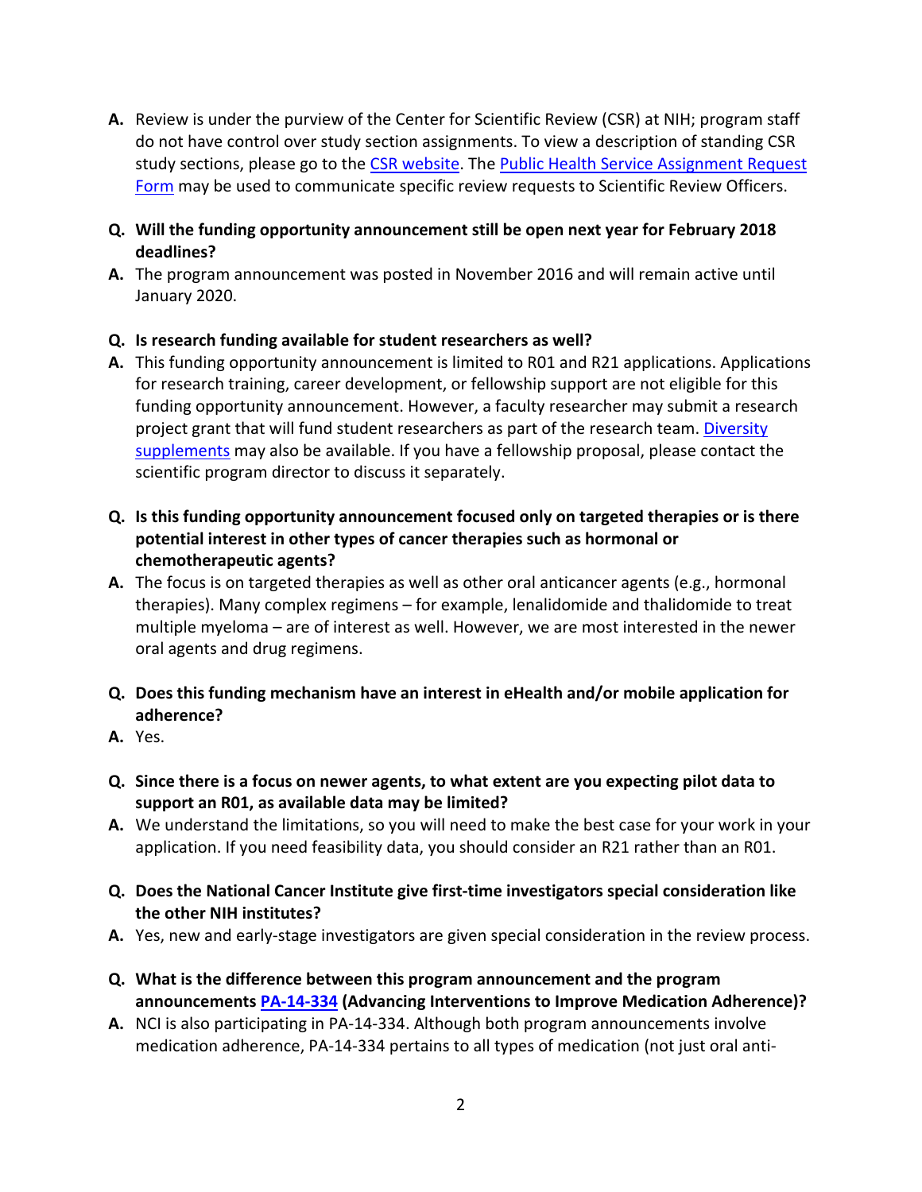**A.** Review is under the purview of the Center for Scientific Review (CSR) at NIH; program staff do not have control over study section assignments. To view a description of standing CSR study sections, please go to the CSR website. The Public Health Service Assignment Request Form may be used to communicate specific review requests to Scientific Review Officers.

**Q. Will the funding opportunity announcement still be open next year for February 2018 deadlines?**

**A.** The program announcement was posted in November 2016 and will remain active until January 2020.

**Q. Is research funding available for student researchers as well?**

**A.** This funding opportunity announcement is limited to R01 and R21 applications. Applications for research training, career development, or fellowship support are not eligible for this funding opportunity announcement. However, a faculty researcher may submit a research project grant that will fund student researchers as part of the research team. Diversity supplements may also be available. If you have a fellowship proposal, please contact the scientific program director to discuss it separately.

**Q. Is this funding opportunity announcement focused only on targeted therapies or is there potential interest in other types of cancer therapies such as hormonal or chemotherapeutic agents?**

**A.** The focus is on targeted therapies as well as other oral anticancer agents (e.g., hormonal therapies). Many complex regimens – for example, lenalidomide and thalidomide to treat multiple myeloma – are of interest as well. However, we are most interested in the newer oral agents and drug regimens.

**Q. Does this funding mechanism have an interest in eHealth and/or mobile application for adherence?**

**A.** Yes.

**Q. Since there is a focus on newer agents, to what extent are you expecting pilot data to support an R01, as available data may be limited?**

**A.** We understand the limitations, so you will need to make the best case for your work in your application. If you need feasibility data, you should consider an R21 rather than an R01.

**Q. Does the National Cancer Institute give first-time investigators special consideration like the other NIH institutes?**

**A.** Yes, new and early-stage investigators are given special consideration in the review process.

**Q. What is the difference between this program announcement and the program announcements PA-14-334 (Advancing Interventions to Improve Medication Adherence)?**

**A.** NCI is also participating in PA-14-334. Although both program announcements involve medication adherence, PA-14-334 pertains to all types of medication (not just oral anti-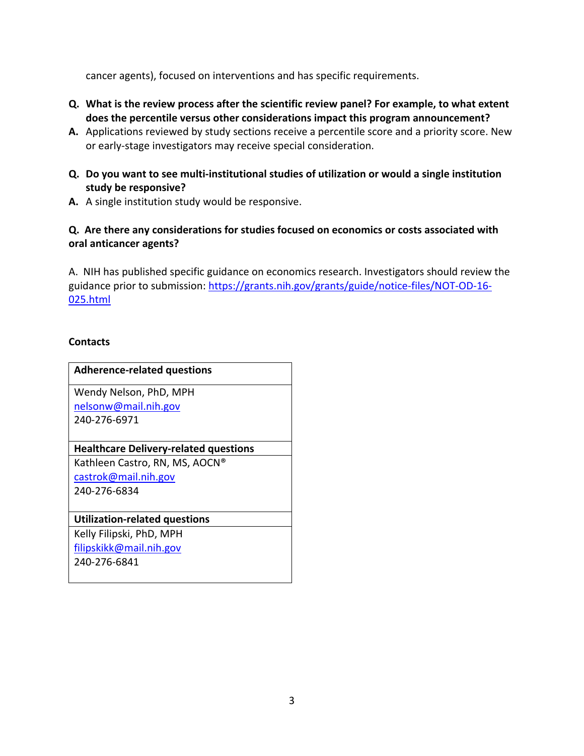cancer agents), focused on interventions and has specific requirements.

**Q. What is the review process after the scientific review panel? For example, to what extent does the percentile versus other considerations impact this program announcement?**

**A.** Applications reviewed by study sections receive a percentile score and a priority score. New or early-stage investigators may receive special consideration.

**Q. Do you want to see multi-institutional studies of utilization or would a single institution study be responsive?**

**A.** A single institution study would be responsive.

**Q. Are there any considerations for studies focused on economics or costs associated with oral anticancer agents?**

A. NIH has published specific guidance on economics research. Investigators should review the guidance prior to submission: https://grants.nih.gov/grants/guide/notice-files/NOT-OD-16-025.html

**Contacts**

| **Adherence-related questions** |
|---|
| Wendy Nelson, PhD, MPH<br>nelsonw@mail.nih.gov<br>240-276-6971 |
| **Healthcare Delivery-related questions** |
| Kathleen Castro, RN, MS, AOCN®<br>castrok@mail.nih.gov<br>240-276-6834 |
| **Utilization-related questions** |
| Kelly Filipski, PhD, MPH<br>filipskikk@mail.nih.gov<br>240-276-6841 |